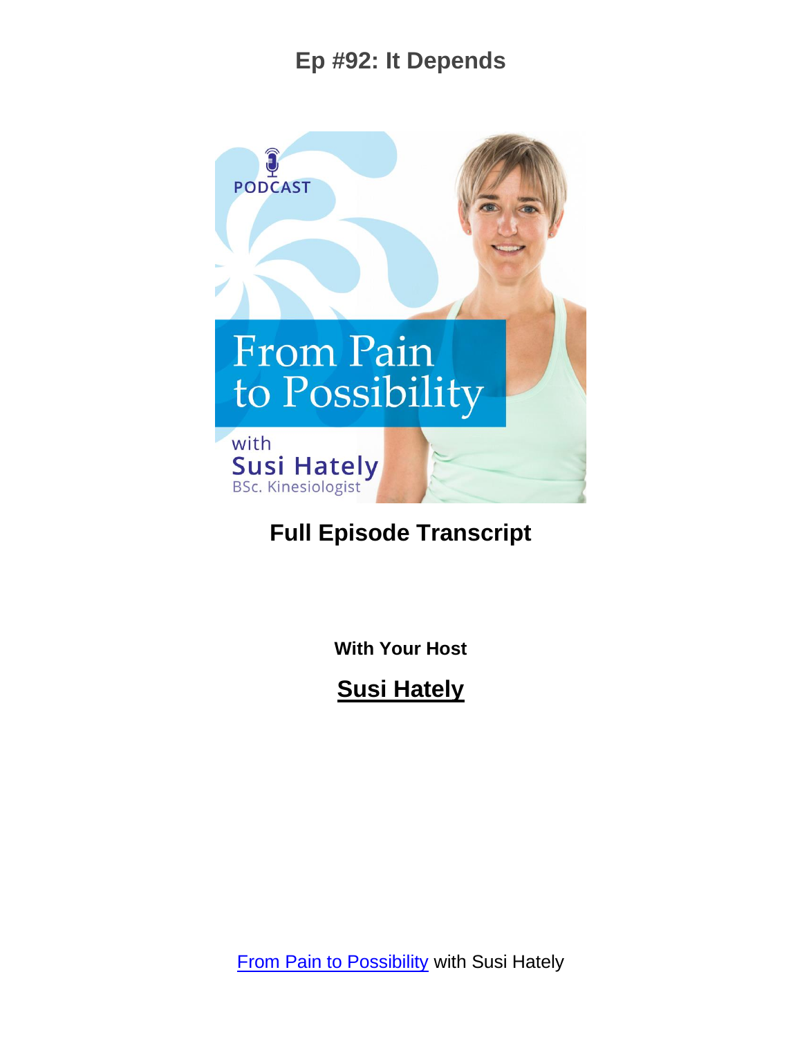# Ep #92: It Depends

## Full Episode Transcript

**With Your Host**

**Susi Hately**

From Pain to Possibility with Susi Hately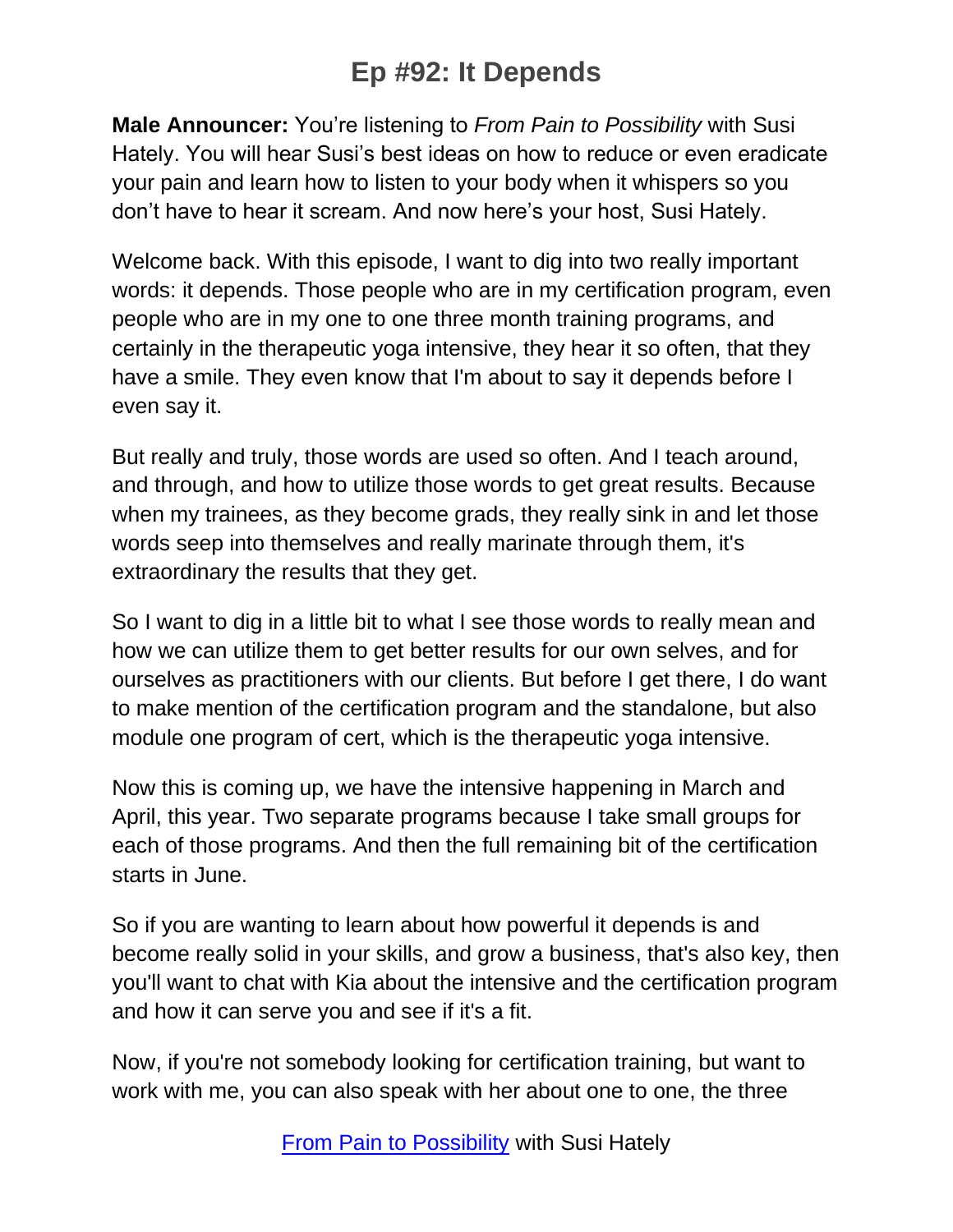# Ep #92: It Depends

**Male Announcer:** You're listening to *From Pain to Possibility* with Susi Hately. You will hear Susi's best ideas on how to reduce or even eradicate your pain and learn how to listen to your body when it whispers so you don't have to hear it scream. And now here's your host, Susi Hately.

Welcome back. With this episode, I want to dig into two really important words: it depends. Those people who are in my certification program, even people who are in my one to one three month training programs, and certainly in the therapeutic yoga intensive, they hear it so often, that they have a smile. They even know that I'm about to say it depends before I even say it.

But really and truly, those words are used so often. And I teach around, and through, and how to utilize those words to get great results. Because when my trainees, as they become grads, they really sink in and let those words seep into themselves and really marinate through them, it's extraordinary the results that they get.

So I want to dig in a little bit to what I see those words to really mean and how we can utilize them to get better results for our own selves, and for ourselves as practitioners with our clients. But before I get there, I do want to make mention of the certification program and the standalone, but also module one program of cert, which is the therapeutic yoga intensive.

Now this is coming up, we have the intensive happening in March and April, this year. Two separate programs because I take small groups for each of those programs. And then the full remaining bit of the certification starts in June.

So if you are wanting to learn about how powerful it depends is and become really solid in your skills, and grow a business, that's also key, then you'll want to chat with Kia about the intensive and the certification program and how it can serve you and see if it's a fit.

Now, if you're not somebody looking for certification training, but want to work with me, you can also speak with her about one to one, the three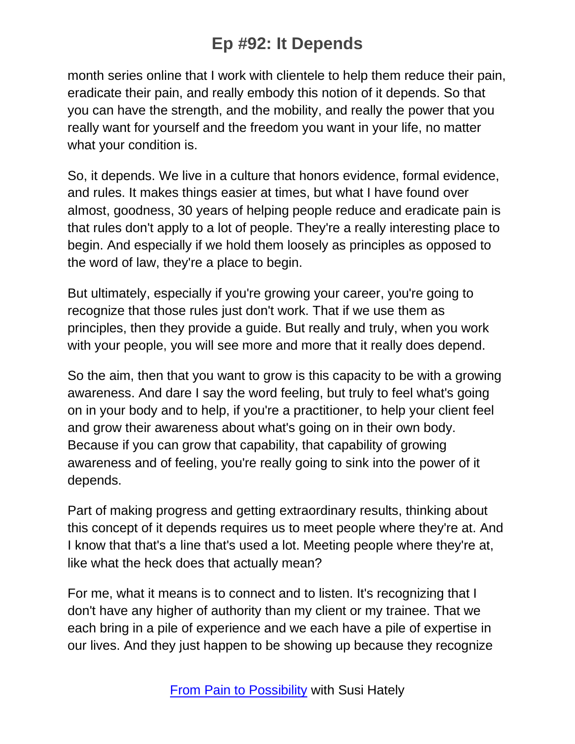month series online that I work with clientele to help them reduce their pain, eradicate their pain, and really embody this notion of it depends. So that you can have the strength, and the mobility, and really the power that you really want for yourself and the freedom you want in your life, no matter what your condition is.

So, it depends. We live in a culture that honors evidence, formal evidence, and rules. It makes things easier at times, but what I have found over almost, goodness, 30 years of helping people reduce and eradicate pain is that rules don't apply to a lot of people. They're a really interesting place to begin. And especially if we hold them loosely as principles as opposed to the word of law, they're a place to begin.

But ultimately, especially if you're growing your career, you're going to recognize that those rules just don't work. That if we use them as principles, then they provide a guide. But really and truly, when you work with your people, you will see more and more that it really does depend.

So the aim, then that you want to grow is this capacity to be with a growing awareness. And dare I say the word feeling, but truly to feel what's going on in your body and to help, if you're a practitioner, to help your client feel and grow their awareness about what's going on in their own body. Because if you can grow that capability, that capability of growing awareness and of feeling, you're really going to sink into the power of it depends.

Part of making progress and getting extraordinary results, thinking about this concept of it depends requires us to meet people where they're at. And I know that that's a line that's used a lot. Meeting people where they're at, like what the heck does that actually mean?

For me, what it means is to connect and to listen. It's recognizing that I don't have any higher of authority than my client or my trainee. That we each bring in a pile of experience and we each have a pile of expertise in our lives. And they just happen to be showing up because they recognize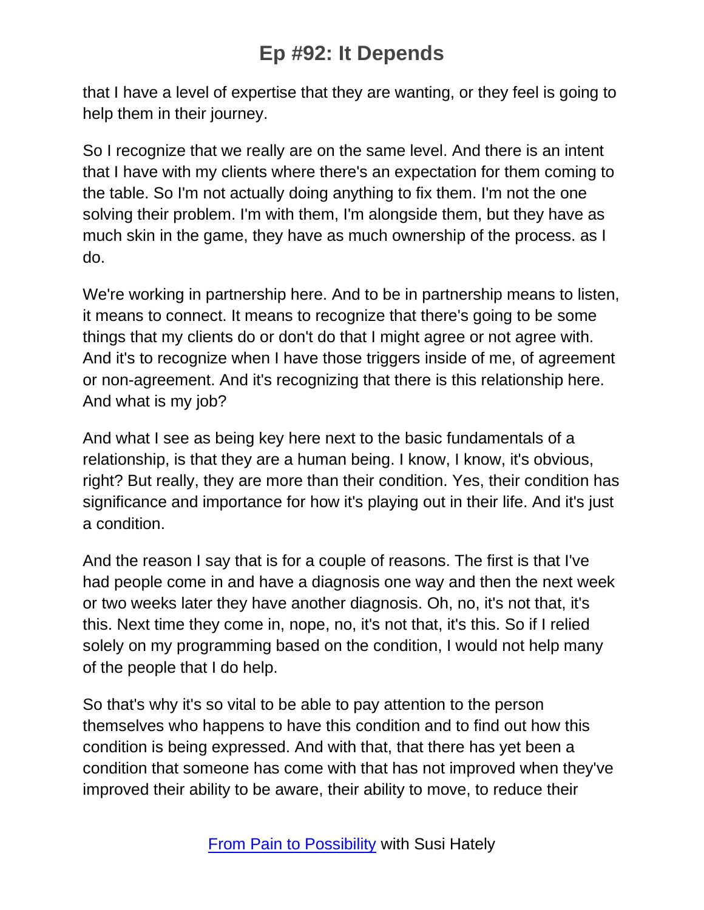that I have a level of expertise that they are wanting, or they feel is going to help them in their journey.

So I recognize that we really are on the same level. And there is an intent that I have with my clients where there's an expectation for them coming to the table. So I'm not actually doing anything to fix them. I'm not the one solving their problem. I'm with them, I'm alongside them, but they have as much skin in the game, they have as much ownership of the process. as I do.

We're working in partnership here. And to be in partnership means to listen, it means to connect. It means to recognize that there's going to be some things that my clients do or don't do that I might agree or not agree with. And it's to recognize when I have those triggers inside of me, of agreement or non-agreement. And it's recognizing that there is this relationship here. And what is my job?

And what I see as being key here next to the basic fundamentals of a relationship, is that they are a human being. I know, I know, it's obvious, right? But really, they are more than their condition. Yes, their condition has significance and importance for how it's playing out in their life. And it's just a condition.

And the reason I say that is for a couple of reasons. The first is that I've had people come in and have a diagnosis one way and then the next week or two weeks later they have another diagnosis. Oh, no, it's not that, it's this. Next time they come in, nope, no, it's not that, it's this. So if I relied solely on my programming based on the condition, I would not help many of the people that I do help.

So that's why it's so vital to be able to pay attention to the person themselves who happens to have this condition and to find out how this condition is being expressed. And with that, that there has yet been a condition that someone has come with that has not improved when they've improved their ability to be aware, their ability to move, to reduce their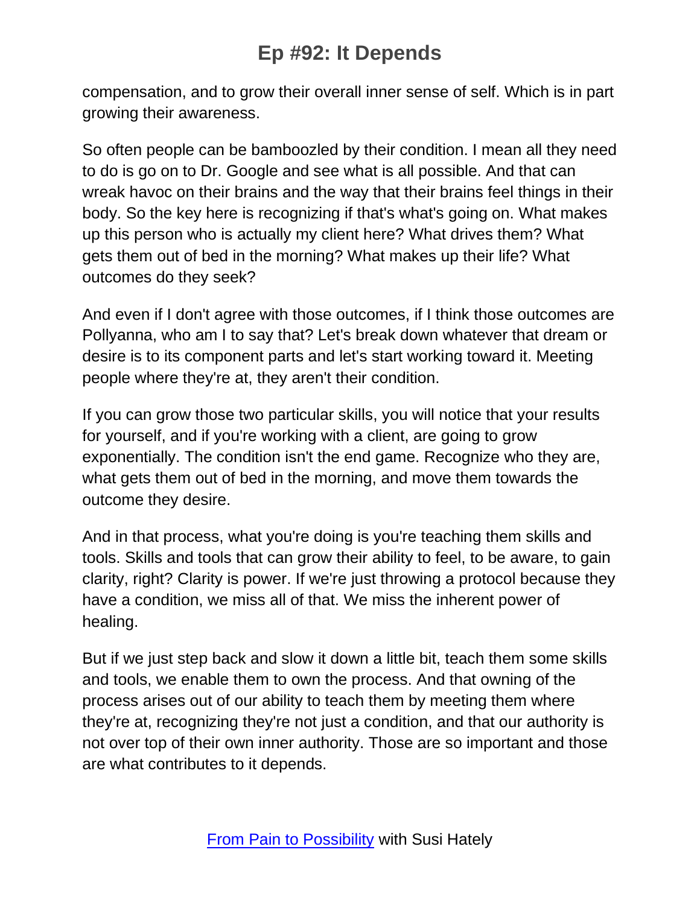compensation, and to grow their overall inner sense of self. Which is in part growing their awareness.

So often people can be bamboozled by their condition. I mean all they need to do is go on to Dr. Google and see what is all possible. And that can wreak havoc on their brains and the way that their brains feel things in their body. So the key here is recognizing if that's what's going on. What makes up this person who is actually my client here? What drives them? What gets them out of bed in the morning? What makes up their life? What outcomes do they seek?

And even if I don't agree with those outcomes, if I think those outcomes are Pollyanna, who am I to say that? Let's break down whatever that dream or desire is to its component parts and let's start working toward it. Meeting people where they're at, they aren't their condition.

If you can grow those two particular skills, you will notice that your results for yourself, and if you're working with a client, are going to grow exponentially. The condition isn't the end game. Recognize who they are, what gets them out of bed in the morning, and move them towards the outcome they desire.

And in that process, what you're doing is you're teaching them skills and tools. Skills and tools that can grow their ability to feel, to be aware, to gain clarity, right? Clarity is power. If we're just throwing a protocol because they have a condition, we miss all of that. We miss the inherent power of healing.

But if we just step back and slow it down a little bit, teach them some skills and tools, we enable them to own the process. And that owning of the process arises out of our ability to teach them by meeting them where they're at, recognizing they're not just a condition, and that our authority is not over top of their own inner authority. Those are so important and those are what contributes to it depends.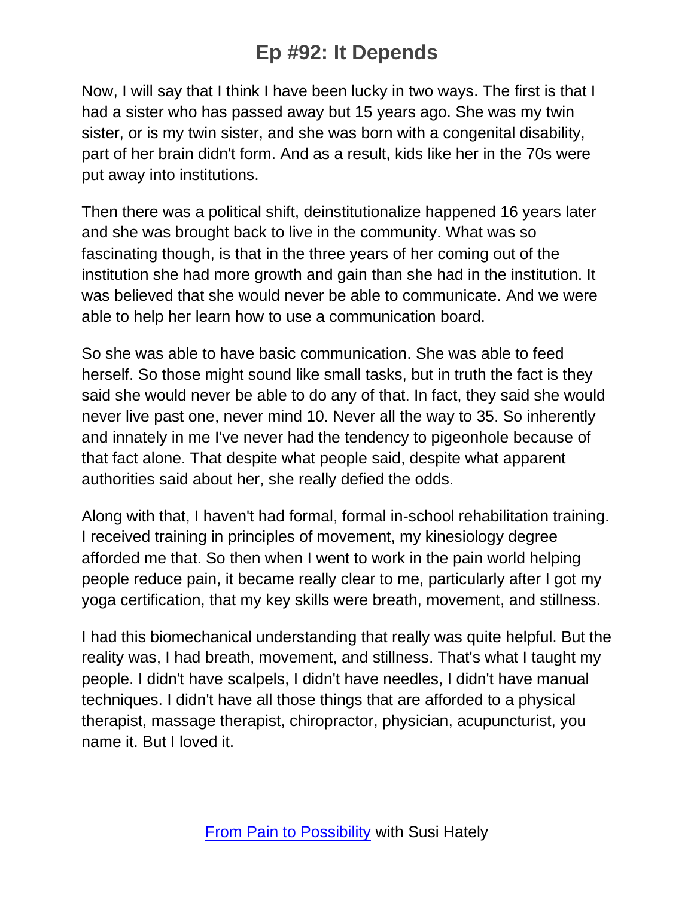Now, I will say that I think I have been lucky in two ways. The first is that I had a sister who has passed away but 15 years ago. She was my twin sister, or is my twin sister, and she was born with a congenital disability, part of her brain didn't form. And as a result, kids like her in the 70s were put away into institutions.

Then there was a political shift, deinstitutionalize happened 16 years later and she was brought back to live in the community. What was so fascinating though, is that in the three years of her coming out of the institution she had more growth and gain than she had in the institution. It was believed that she would never be able to communicate. And we were able to help her learn how to use a communication board.

So she was able to have basic communication. She was able to feed herself. So those might sound like small tasks, but in truth the fact is they said she would never be able to do any of that. In fact, they said she would never live past one, never mind 10. Never all the way to 35. So inherently and innately in me I've never had the tendency to pigeonhole because of that fact alone. That despite what people said, despite what apparent authorities said about her, she really defied the odds.

Along with that, I haven't had formal, formal in-school rehabilitation training. I received training in principles of movement, my kinesiology degree afforded me that. So then when I went to work in the pain world helping people reduce pain, it became really clear to me, particularly after I got my yoga certification, that my key skills were breath, movement, and stillness.

I had this biomechanical understanding that really was quite helpful. But the reality was, I had breath, movement, and stillness. That's what I taught my people. I didn't have scalpels, I didn't have needles, I didn't have manual techniques. I didn't have all those things that are afforded to a physical therapist, massage therapist, chiropractor, physician, acupuncturist, you name it. But I loved it.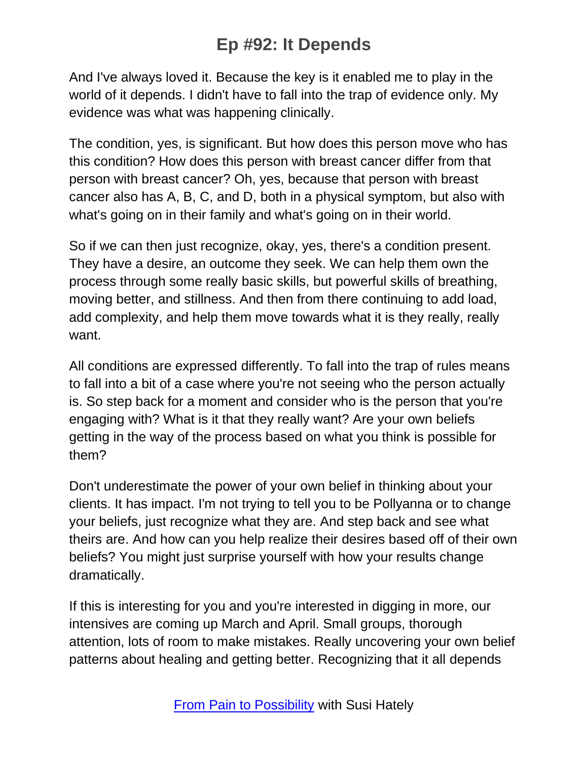And I've always loved it. Because the key is it enabled me to play in the world of it depends. I didn't have to fall into the trap of evidence only. My evidence was what was happening clinically.

The condition, yes, is significant. But how does this person move who has this condition? How does this person with breast cancer differ from that person with breast cancer? Oh, yes, because that person with breast cancer also has A, B, C, and D, both in a physical symptom, but also with what's going on in their family and what's going on in their world.

So if we can then just recognize, okay, yes, there's a condition present. They have a desire, an outcome they seek. We can help them own the process through some really basic skills, but powerful skills of breathing, moving better, and stillness. And then from there continuing to add load, add complexity, and help them move towards what it is they really, really want.

All conditions are expressed differently. To fall into the trap of rules means to fall into a bit of a case where you're not seeing who the person actually is. So step back for a moment and consider who is the person that you're engaging with? What is it that they really want? Are your own beliefs getting in the way of the process based on what you think is possible for them?

Don't underestimate the power of your own belief in thinking about your clients. It has impact. I'm not trying to tell you to be Pollyanna or to change your beliefs, just recognize what they are. And step back and see what theirs are. And how can you help realize their desires based off of their own beliefs? You might just surprise yourself with how your results change dramatically.

If this is interesting for you and you're interested in digging in more, our intensives are coming up March and April. Small groups, thorough attention, lots of room to make mistakes. Really uncovering your own belief patterns about healing and getting better. Recognizing that it all depends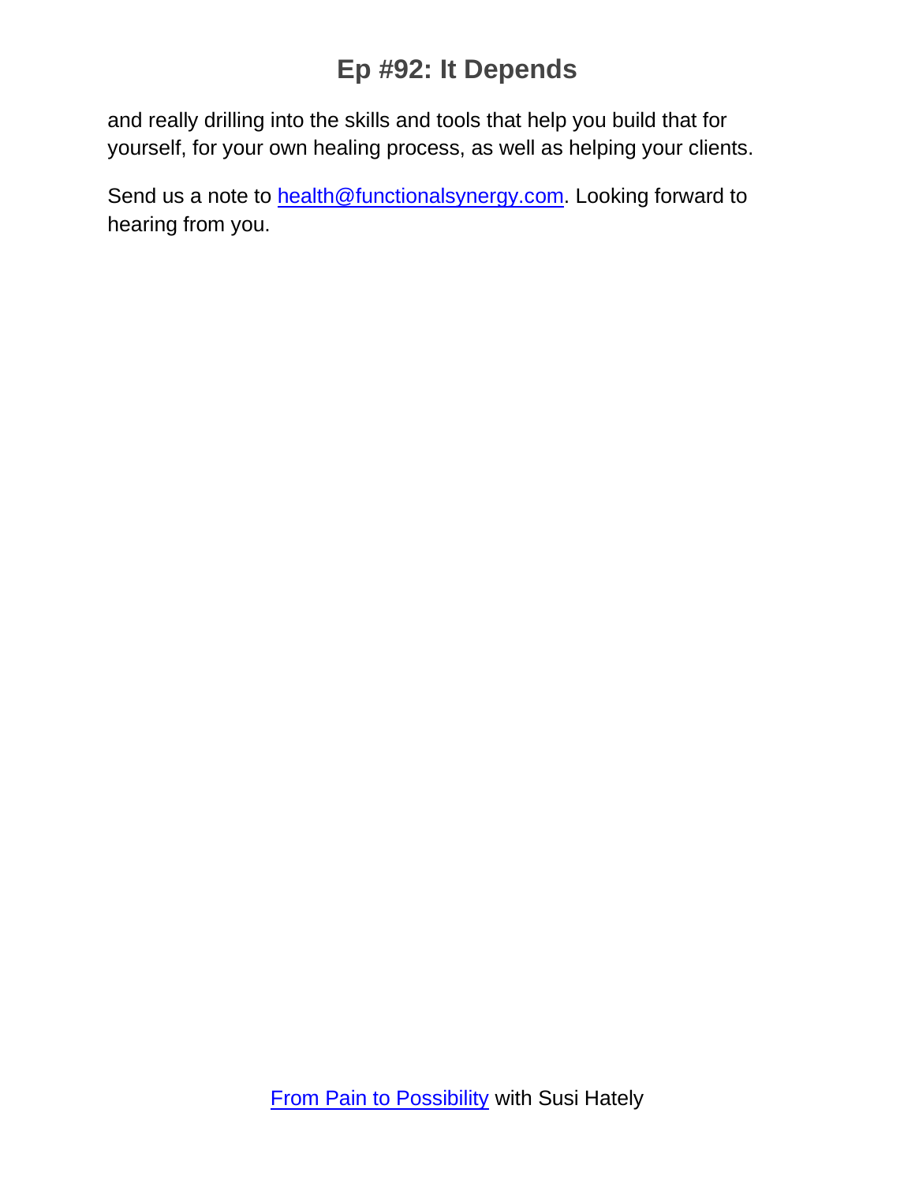and really drilling into the skills and tools that help you build that for yourself, for your own healing process, as well as helping your clients.

Send us a note to [health@functionalsynergy.com](mailto:health@functionalsynergy.com). Looking forward to hearing from you.